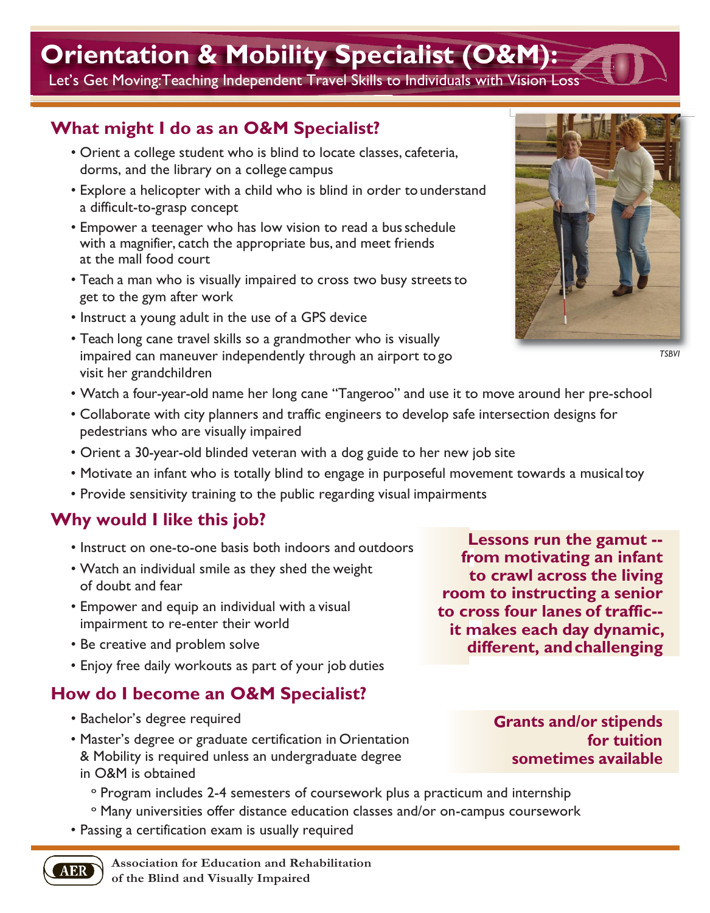# Orientation & Mobility Specialist (O&M):

Let's Get Moving: Teaching Independent Travel Skills to Individuals with Vision Loss

## What might I do as an O&M Specialist?

- Orient a college student who is blind to locate classes, cafeteria, dorms, and the library on a college campus
- Explore a helicopter with a child who is blind in order to understand a difficult-to-grasp concept
- Empower a teenager who has low vision to read a bus schedule with a magnifier, catch the appropriate bus, and meet friends at the mall food court
- Teach a man who is visually impaired to cross two busy streets to get to the gym after work
- Instruct a young adult in the use of a GPS device
- Teach long cane travel skills so a grandmother who is visually impaired can maneuver independently through an airport to go visit her grandchildren
- Watch a four-year-old name her long cane "Tangeroo" and use it to move around her pre-school
- Collaborate with city planners and traffic engineers to develop safe intersection designs for pedestrians who are visually impaired
- Orient a 30-year-old blinded veteran with a dog guide to her new job site
- Motivate an infant who is totally blind to engage in purposeful movement towards a musical toy
- Provide sensitivity training to the public regarding visual impairments

TSBVI

## Why would I like this job?

- Instruct on one-to-one basis both indoors and outdoors
- Watch an individual smile as they shed the weight of doubt and fear
- Empower and equip an individual with a visual impairment to re-enter their world
- Be creative and problem solve
- Enjoy free daily workouts as part of your job duties

**Lessons run the gamut -- from motivating an infant to crawl across the living room to instructing a senior to cross four lanes of traffic-- it makes each day dynamic, different, and challenging**

## How do I become an O&M Specialist?

- Bachelor's degree required
- Master's degree or graduate certification in Orientation & Mobility is required unless an undergraduate degree in O&M is obtained
  - Program includes 2-4 semesters of coursework plus a practicum and internship
  - Many universities offer distance education classes and/or on-campus coursework
- Passing a certification exam is usually required

**Grants and/or stipends for tuition sometimes available**

AER — Association for Education and Rehabilitation of the Blind and Visually Impaired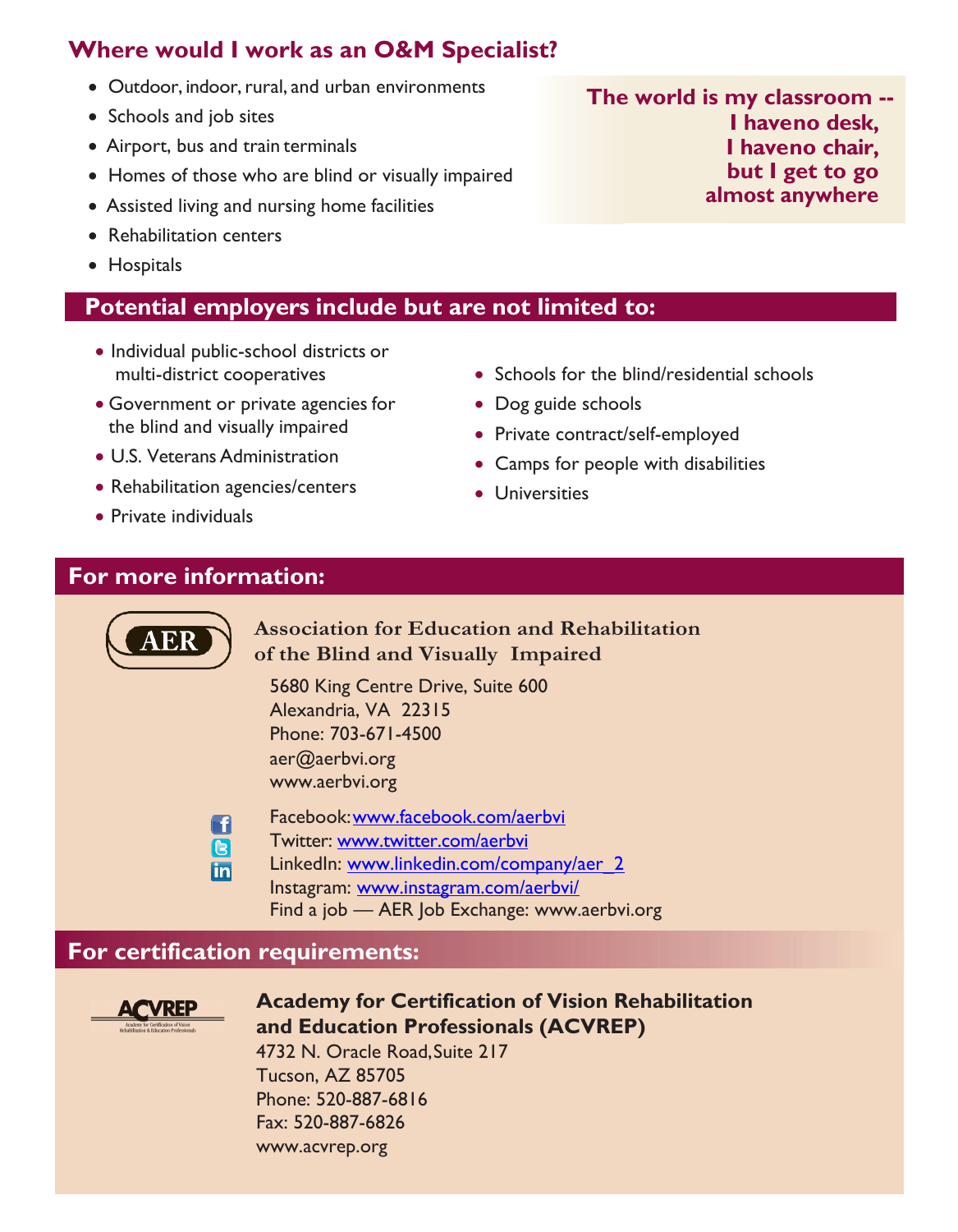## Where would I work as an O&M Specialist?

- Outdoor, indoor, rural, and urban environments
- Schools and job sites
- Airport, bus and train terminals
- Homes of those who are blind or visually impaired
- Assisted living and nursing home facilities
- Rehabilitation centers
- Hospitals

**The world is my classroom -- I haveno desk, I haveno chair, but I get to go almost anywhere**

## Potential employers include but are not limited to:

- Individual public-school districts or multi-district cooperatives
- Government or private agencies for the blind and visually impaired
- U.S. Veterans Administration
- Rehabilitation agencies/centers
- Private individuals
- Schools for the blind/residential schools
- Dog guide schools
- Private contract/self-employed
- Camps for people with disabilities
- Universities

## For more information:

AER

**Association for Education and Rehabilitation of the Blind and Visually Impaired**

5680 King Centre Drive, Suite 600
Alexandria, VA 22315
Phone: 703-671-4500
aer@aerbvi.org
www.aerbvi.org

Facebook: www.facebook.com/aerbvi
Twitter: www.twitter.com/aerbvi
LinkedIn: www.linkedin.com/company/aer_2
Instagram: www.instagram.com/aerbvi/
Find a job — AER Job Exchange: www.aerbvi.org

## For certification requirements:

ACVREP
Academy for Certification of Vision Rehabilitation & Education Professionals

**Academy for Certification of Vision Rehabilitation and Education Professionals (ACVREP)**

4732 N. Oracle Road, Suite 217
Tucson, AZ 85705
Phone: 520-887-6816
Fax: 520-887-6826
www.acvrep.org